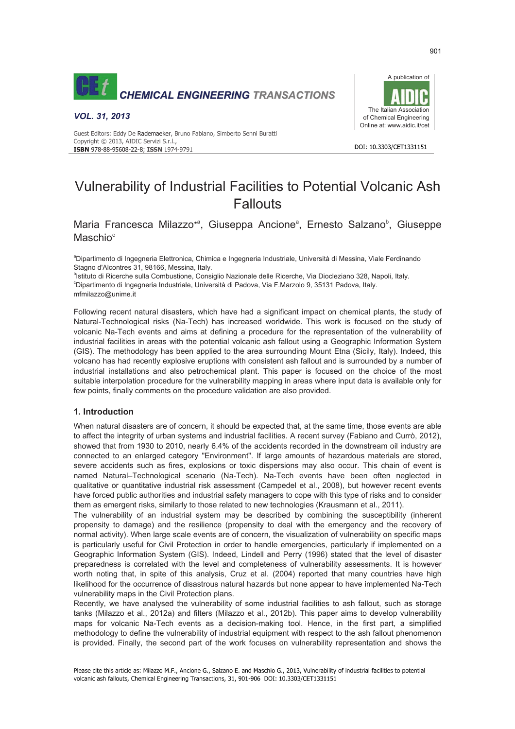# Vulnerability of Industrial Facilities to Potential Volcanic Ash Fallouts

Maria Francesca Milazzo*[a], Giuseppa Ancione[a], Ernesto Salzano[b], Giuseppe Maschio[c]

[a]Dipartimento di Ingegneria Elettronica, Chimica e Ingegneria Industriale, Università di Messina, Viale Ferdinando Stagno d'Alcontres 31, 98166, Messina, Italy.
[b]Istituto di Ricerche sulla Combustione, Consiglio Nazionale delle Ricerche, Via Diocleziano 328, Napoli, Italy.
[c]Dipartimento di Ingegneria Industriale, Università di Padova, Via F.Marzolo 9, 35131 Padova, Italy.
mfmilazzo@unime.it

Following recent natural disasters, which have had a significant impact on chemical plants, the study of Natural-Technological risks (Na-Tech) has increased worldwide. This work is focused on the study of volcanic Na-Tech events and aims at defining a procedure for the representation of the vulnerability of industrial facilities in areas with the potential volcanic ash fallout using a Geographic Information System (GIS). The methodology has been applied to the area surrounding Mount Etna (Sicily, Italy). Indeed, this volcano has had recently explosive eruptions with consistent ash fallout and is surrounded by a number of industrial installations and also petrochemical plant. This paper is focused on the choice of the most suitable interpolation procedure for the vulnerability mapping in areas where input data is available only for few points, finally comments on the procedure validation are also provided.

## 1. Introduction

When natural disasters are of concern, it should be expected that, at the same time, those events are able to affect the integrity of urban systems and industrial facilities. A recent survey (Fabiano and Currò, 2012), showed that from 1930 to 2010, nearly 6.4% of the accidents recorded in the downstream oil industry are connected to an enlarged category "Environment". If large amounts of hazardous materials are stored, severe accidents such as fires, explosions or toxic dispersions may also occur. This chain of event is named Natural–Technological scenario (Na-Tech). Na-Tech events have been often neglected in qualitative or quantitative industrial risk assessment (Campedel et al., 2008), but however recent events have forced public authorities and industrial safety managers to cope with this type of risks and to consider them as emergent risks, similarly to those related to new technologies (Krausmann et al., 2011).

The vulnerability of an industrial system may be described by combining the susceptibility (inherent propensity to damage) and the resilience (propensity to deal with the emergency and the recovery of normal activity). When large scale events are of concern, the visualization of vulnerability on specific maps is particularly useful for Civil Protection in order to handle emergencies, particularly if implemented on a Geographic Information System (GIS). Indeed, Lindell and Perry (1996) stated that the level of disaster preparedness is correlated with the level and completeness of vulnerability assessments. It is however worth noting that, in spite of this analysis, Cruz et al. (2004) reported that many countries have high likelihood for the occurrence of disastrous natural hazards but none appear to have implemented Na-Tech vulnerability maps in the Civil Protection plans.

Recently, we have analysed the vulnerability of some industrial facilities to ash fallout, such as storage tanks (Milazzo et al., 2012a) and filters (Milazzo et al., 2012b). This paper aims to develop vulnerability maps for volcanic Na-Tech events as a decision-making tool. Hence, in the first part, a simplified methodology to define the vulnerability of industrial equipment with respect to the ash fallout phenomenon is provided. Finally, the second part of the work focuses on vulnerability representation and shows the

Please cite this article as: Milazzo M.F., Ancione G., Salzano E. and Maschio G., 2013, Vulnerability of industrial facilities to potential volcanic ash fallouts, Chemical Engineering Transactions, 31, 901-906 DOI: 10.3303/CET1331151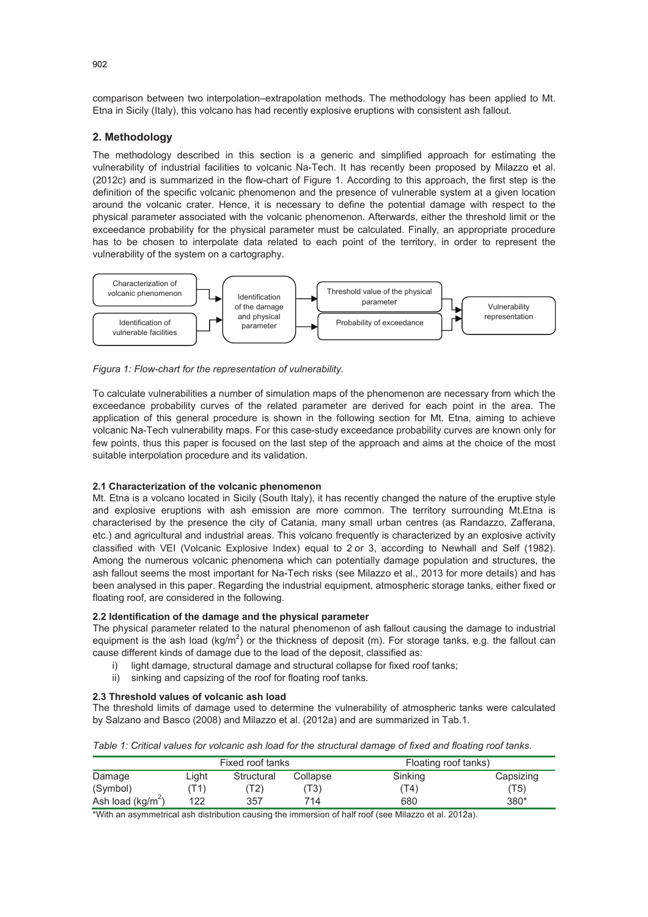comparison between two interpolation–extrapolation methods. The methodology has been applied to Mt. Etna in Sicily (Italy), this volcano has had recently explosive eruptions with consistent ash fallout.

## 2. Methodology

The methodology described in this section is a generic and simplified approach for estimating the vulnerability of industrial facilities to volcanic Na-Tech. It has recently been proposed by Milazzo et al. (2012c) and is summarized in the flow-chart of Figure 1. According to this approach, the first step is the definition of the specific volcanic phenomenon and the presence of vulnerable system at a given location around the volcanic crater. Hence, it is necessary to define the potential damage with respect to the physical parameter associated with the volcanic phenomenon. Afterwards, either the threshold limit or the exceedance probability for the physical parameter must be calculated. Finally, an appropriate procedure has to be chosen to interpolate data related to each point of the territory, in order to represent the vulnerability of the system on a cartography.

Characterization of volcanic phenomenon

Identification of vulnerable facilities

Identification of the damage and physical parameter

Threshold value of the physical parameter

Probability of exceedance

Vulnerability representation

*Figura 1: Flow-chart for the representation of vulnerability.*

To calculate vulnerabilities a number of simulation maps of the phenomenon are necessary from which the exceedance probability curves of the related parameter are derived for each point in the area. The application of this general procedure is shown in the following section for Mt. Etna, aiming to achieve volcanic Na-Tech vulnerability maps. For this case-study exceedance probability curves are known only for few points, thus this paper is focused on the last step of the approach and aims at the choice of the most suitable interpolation procedure and its validation.

### 2.1 Characterization of the volcanic phenomenon

Mt. Etna is a volcano located in Sicily (South Italy), it has recently changed the nature of the eruptive style and explosive eruptions with ash emission are more common. The territory surrounding Mt.Etna is characterised by the presence the city of Catania, many small urban centres (as Randazzo, Zafferana, etc.) and agricultural and industrial areas. This volcano frequently is characterized by an explosive activity classified with VEI (Volcanic Explosive Index) equal to 2 or 3, according to Newhall and Self (1982). Among the numerous volcanic phenomena which can potentially damage population and structures, the ash fallout seems the most important for Na-Tech risks (see Milazzo et al., 2013 for more details) and has been analysed in this paper. Regarding the industrial equipment, atmospheric storage tanks, either fixed or floating roof, are considered in the following.

### 2.2 Identification of the damage and the physical parameter

The physical parameter related to the natural phenomenon of ash fallout causing the damage to industrial equipment is the ash load (kg/m$^2$) or the thickness of deposit (m). For storage tanks, e.g. the fallout can cause different kinds of damage due to the load of the deposit, classified as:

i) light damage, structural damage and structural collapse for fixed roof tanks;
ii) sinking and capsizing of the roof for floating roof tanks.

### 2.3 Threshold values of volcanic ash load

The threshold limits of damage used to determine the vulnerability of atmospheric tanks were calculated by Salzano and Basco (2008) and Milazzo et al. (2012a) and are summarized in Tab.1.

*Table 1: Critical values for volcanic ash load for the structural damage of fixed and floating roof tanks.*

| | Fixed roof tanks | | | Floating roof tanks) | |
|---|---|---|---|---|---|
| Damage | Light | Structural | Collapse | Sinking | Capsizing |
| (Symbol) | (T1) | (T2) | (T3) | (T4) | (T5) |
| Ash load (kg/m$^2$) | 122 | 357 | 714 | 680 | 380* |

*With an asymmetrical ash distribution causing the immersion of half roof (see Milazzo et al. 2012a).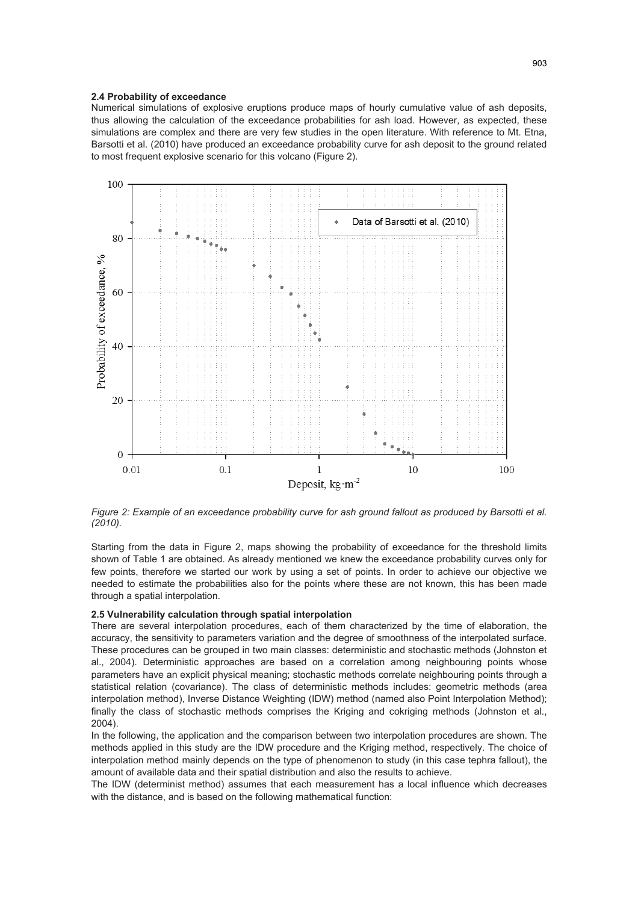### 2.4 Probability of exceedance

Numerical simulations of explosive eruptions produce maps of hourly cumulative value of ash deposits, thus allowing the calculation of the exceedance probabilities for ash load. However, as expected, these simulations are complex and there are very few studies in the open literature. With reference to Mt. Etna, Barsotti et al. (2010) have produced an exceedance probability curve for ash deposit to the ground related to most frequent explosive scenario for this volcano (Figure 2).

100
80
60
40
20
0
Probability of exceedance, %
0.01
0.1
1
10
100
Deposit, kg·m$^{-2}$
Data of Barsotti et al. (2010)

*Figure 2: Example of an exceedance probability curve for ash ground fallout as produced by Barsotti et al. (2010).*

Starting from the data in Figure 2, maps showing the probability of exceedance for the threshold limits shown of Table 1 are obtained. As already mentioned we knew the exceedance probability curves only for few points, therefore we started our work by using a set of points. In order to achieve our objective we needed to estimate the probabilities also for the points where these are not known, this has been made through a spatial interpolation.

### 2.5 Vulnerability calculation through spatial interpolation

There are several interpolation procedures, each of them characterized by the time of elaboration, the accuracy, the sensitivity to parameters variation and the degree of smoothness of the interpolated surface. These procedures can be grouped in two main classes: deterministic and stochastic methods (Johnston et al., 2004). Deterministic approaches are based on a correlation among neighbouring points whose parameters have an explicit physical meaning; stochastic methods correlate neighbouring points through a statistical relation (covariance). The class of deterministic methods includes: geometric methods (area interpolation method), Inverse Distance Weighting (IDW) method (named also Point Interpolation Method); finally the class of stochastic methods comprises the Kriging and cokriging methods (Johnston et al., 2004).

In the following, the application and the comparison between two interpolation procedures are shown. The methods applied in this study are the IDW procedure and the Kriging method, respectively. The choice of interpolation method mainly depends on the type of phenomenon to study (in this case tephra fallout), the amount of available data and their spatial distribution and also the results to achieve.

The IDW (determinist method) assumes that each measurement has a local influence which decreases with the distance, and is based on the following mathematical function: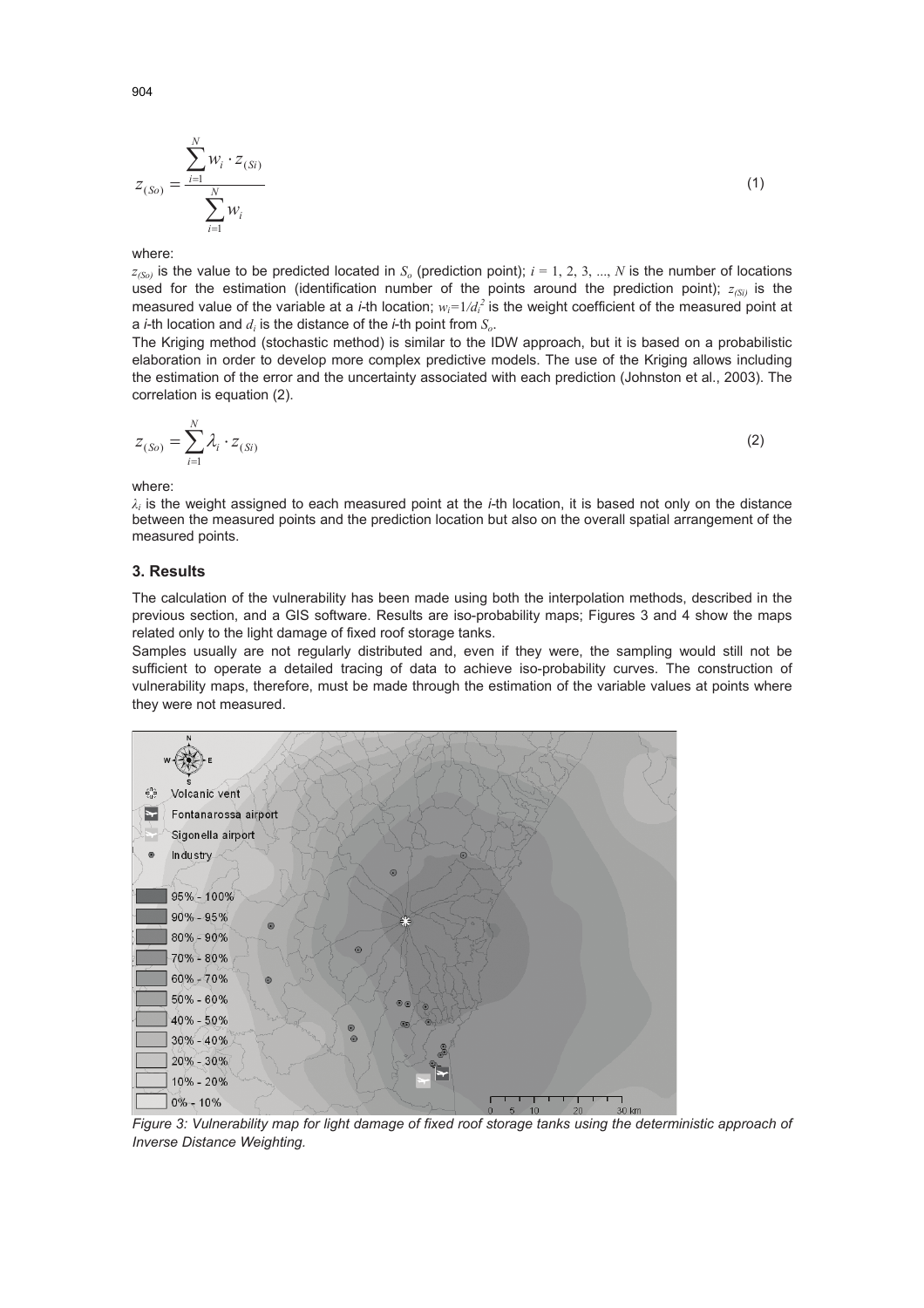$$z_{(So)} = \frac{\sum_{i=1}^{N} w_i \cdot z_{(Si)}}{\sum_{i=1}^{N} w_i} \tag{1}$$

where:

$z_{(So)}$ is the value to be predicted located in $S_o$ (prediction point); $i = 1, 2, 3, ..., N$ is the number of locations used for the estimation (identification number of the points around the prediction point); $z_{(Si)}$ is the measured value of the variable at a $i$-th location; $w_i=1/d_i^2$ is the weight coefficient of the measured point at a $i$-th location and $d_i$ is the distance of the $i$-th point from $S_o$.

The Kriging method (stochastic method) is similar to the IDW approach, but it is based on a probabilistic elaboration in order to develop more complex predictive models. The use of the Kriging allows including the estimation of the error and the uncertainty associated with each prediction (Johnston et al., 2003). The correlation is equation (2).

$$z_{(So)} = \sum_{i=1}^{N} \lambda_i \cdot z_{(Si)} \tag{2}$$

where:

$\lambda_i$ is the weight assigned to each measured point at the $i$-th location, it is based not only on the distance between the measured points and the prediction location but also on the overall spatial arrangement of the measured points.

## 3. Results

The calculation of the vulnerability has been made using both the interpolation methods, described in the previous section, and a GIS software. Results are iso-probability maps; Figures 3 and 4 show the maps related only to the light damage of fixed roof storage tanks.

Samples usually are not regularly distributed and, even if they were, the sampling would still not be sufficient to operate a detailed tracing of data to achieve iso-probability curves. The construction of vulnerability maps, therefore, must be made through the estimation of the variable values at points where they were not measured.

N
W E
S
Volcanic vent
Fontanarossa airport
Sigonella airport
Industry
95% - 100%
90% - 95%
80% - 90%
70% - 80%
60% - 70%
50% - 60%
40% - 50%
30% - 40%
20% - 30%
10% - 20%
0% - 10%
0 5 10 20 30 km

*Figure 3: Vulnerability map for light damage of fixed roof storage tanks using the deterministic approach of Inverse Distance Weighting.*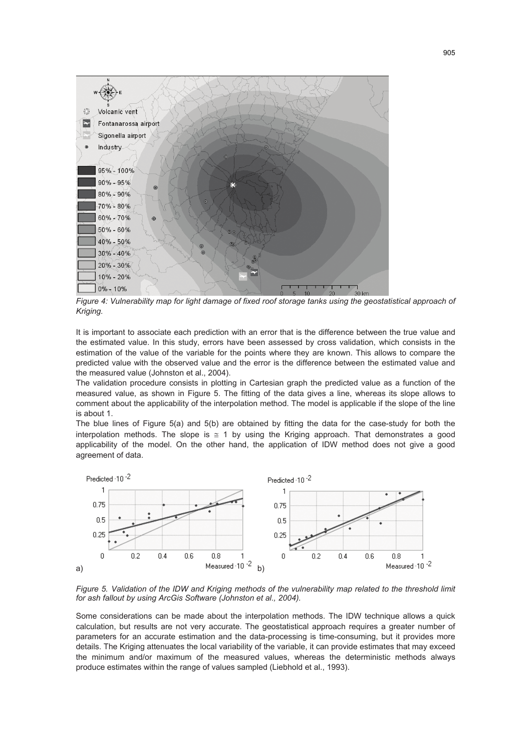Volcanic vent

Fontanarossa airport

Sigonella airport

Industry

95% - 100%

90% - 95%

80% - 90%

70% - 80%

60% - 70%

50% - 60%

40% - 50%

30% - 40%

20% - 30%

10% - 20%

0% - 10%

0 5 10 20 30 km

*Figure 4: Vulnerability map for light damage of fixed roof storage tanks using the geostatistical approach of Kriging.*

It is important to associate each prediction with an error that is the difference between the true value and the estimated value. In this study, errors have been assessed by cross validation, which consists in the estimation of the value of the variable for the points where they are known. This allows to compare the predicted value with the observed value and the error is the difference between the estimated value and the measured value (Johnston et al., 2004).

The validation procedure consists in plotting in Cartesian graph the predicted value as a function of the measured value, as shown in Figure 5. The fitting of the data gives a line, whereas its slope allows to comment about the applicability of the interpolation method. The model is applicable if the slope of the line is about 1.

The blue lines of Figure 5(a) and 5(b) are obtained by fitting the data for the case-study for both the interpolation methods. The slope is $\cong 1$ by using the Kriging approach. That demonstrates a good applicability of the model. On the other hand, the application of IDW method does not give a good agreement of data.

a)

Predicted $\cdot 10^{-2}$

1

0.75

0.5

0.25

0

0 0.2 0.4 0.6 0.8 1

Measured $\cdot 10^{-2}$

b)

Predicted $\cdot 10^{-2}$

1

0.75

0.5

0.25

0

0 0.2 0.4 0.6 0.8 1

Measured $\cdot 10^{-2}$

*Figure 5. Validation of the IDW and Kriging methods of the vulnerability map related to the threshold limit for ash fallout by using ArcGis Software (Johnston et al., 2004).*

Some considerations can be made about the interpolation methods. The IDW technique allows a quick calculation, but results are not very accurate. The geostatistical approach requires a greater number of parameters for an accurate estimation and the data-processing is time-consuming, but it provides more details. The Kriging attenuates the local variability of the variable, it can provide estimates that may exceed the minimum and/or maximum of the measured values, whereas the deterministic methods always produce estimates within the range of values sampled (Liebhold et al., 1993).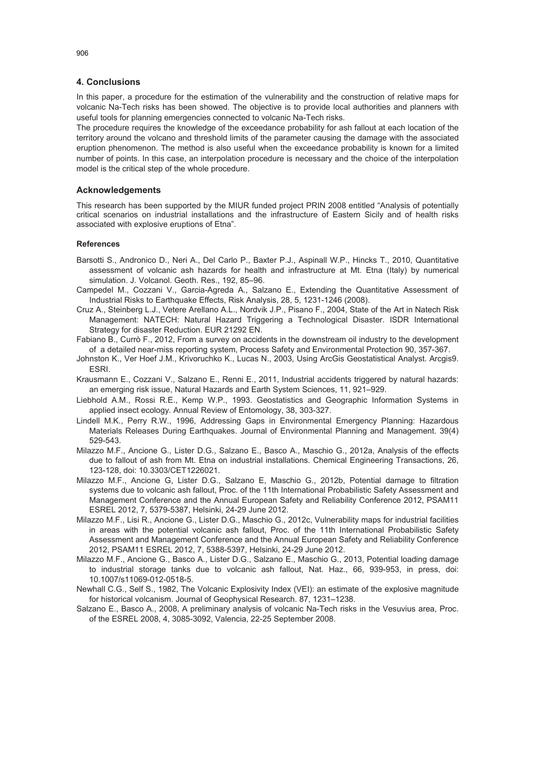## 4. Conclusions

In this paper, a procedure for the estimation of the vulnerability and the construction of relative maps for volcanic Na-Tech risks has been showed. The objective is to provide local authorities and planners with useful tools for planning emergencies connected to volcanic Na-Tech risks.

The procedure requires the knowledge of the exceedance probability for ash fallout at each location of the territory around the volcano and threshold limits of the parameter causing the damage with the associated eruption phenomenon. The method is also useful when the exceedance probability is known for a limited number of points. In this case, an interpolation procedure is necessary and the choice of the interpolation model is the critical step of the whole procedure.

## Acknowledgements

This research has been supported by the MIUR funded project PRIN 2008 entitled "Analysis of potentially critical scenarios on industrial installations and the infrastructure of Eastern Sicily and of health risks associated with explosive eruptions of Etna".

### References

Barsotti S., Andronico D., Neri A., Del Carlo P., Baxter P.J., Aspinall W.P., Hincks T., 2010, Quantitative assessment of volcanic ash hazards for health and infrastructure at Mt. Etna (Italy) by numerical simulation. J. Volcanol. Geoth. Res., 192, 85–96.

Campedel M., Cozzani V., Garcia-Agreda A., Salzano E., Extending the Quantitative Assessment of Industrial Risks to Earthquake Effects, Risk Analysis, 28, 5, 1231-1246 (2008).

Cruz A., Steinberg L.J., Vetere Arellano A.L., Nordvik J.P., Pisano F., 2004, State of the Art in Natech Risk Management: NATECH: Natural Hazard Triggering a Technological Disaster. ISDR International Strategy for disaster Reduction. EUR 21292 EN.

Fabiano B., Currò F., 2012, From a survey on accidents in the downstream oil industry to the development of a detailed near-miss reporting system, Process Safety and Environmental Protection 90, 357-367.

Johnston K., Ver Hoef J.M., Krivoruchko K., Lucas N., 2003, Using ArcGis Geostatistical Analyst. Arcgis9. ESRI.

Krausmann E., Cozzani V., Salzano E., Renni E., 2011, Industrial accidents triggered by natural hazards: an emerging risk issue, Natural Hazards and Earth System Sciences, 11, 921–929.

Liebhold A.M., Rossi R.E., Kemp W.P., 1993. Geostatistics and Geographic Information Systems in applied insect ecology. Annual Review of Entomology, 38, 303-327.

Lindell M.K., Perry R.W., 1996, Addressing Gaps in Environmental Emergency Planning: Hazardous Materials Releases During Earthquakes. Journal of Environmental Planning and Management. 39(4) 529-543.

Milazzo M.F., Ancione G., Lister D.G., Salzano E., Basco A., Maschio G., 2012a, Analysis of the effects due to fallout of ash from Mt. Etna on industrial installations. Chemical Engineering Transactions, 26, 123-128, doi: 10.3303/CET1226021.

Milazzo M.F., Ancione G, Lister D.G., Salzano E, Maschio G., 2012b, Potential damage to filtration systems due to volcanic ash fallout, Proc. of the 11th International Probabilistic Safety Assessment and Management Conference and the Annual European Safety and Reliability Conference 2012, PSAM11 ESREL 2012, 7, 5379-5387, Helsinki, 24-29 June 2012.

Milazzo M.F., Lisi R., Ancione G., Lister D.G., Maschio G., 2012c, Vulnerability maps for industrial facilities in areas with the potential volcanic ash fallout, Proc. of the 11th International Probabilistic Safety Assessment and Management Conference and the Annual European Safety and Reliability Conference 2012, PSAM11 ESREL 2012, 7, 5388-5397, Helsinki, 24-29 June 2012.

Milazzo M.F., Ancione G., Basco A., Lister D.G., Salzano E., Maschio G., 2013, Potential loading damage to industrial storage tanks due to volcanic ash fallout, Nat. Haz., 66, 939-953, in press, doi: 10.1007/s11069-012-0518-5.

Newhall C.G., Self S., 1982, The Volcanic Explosivity Index (VEI): an estimate of the explosive magnitude for historical volcanism. Journal of Geophysical Research. 87, 1231–1238.

Salzano E., Basco A., 2008, A preliminary analysis of volcanic Na-Tech risks in the Vesuvius area, Proc. of the ESREL 2008, 4, 3085-3092, Valencia, 22-25 September 2008.